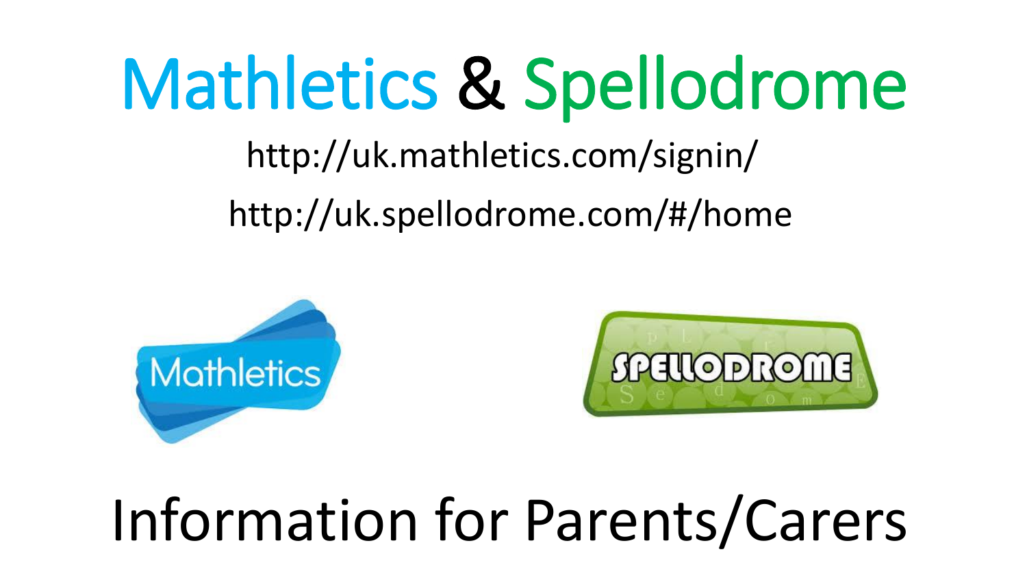# Mathletics & Spellodrome

http://uk.mathletics.com/signin/

http://uk.spellodrome.com/#/home

Information for Parents/Carers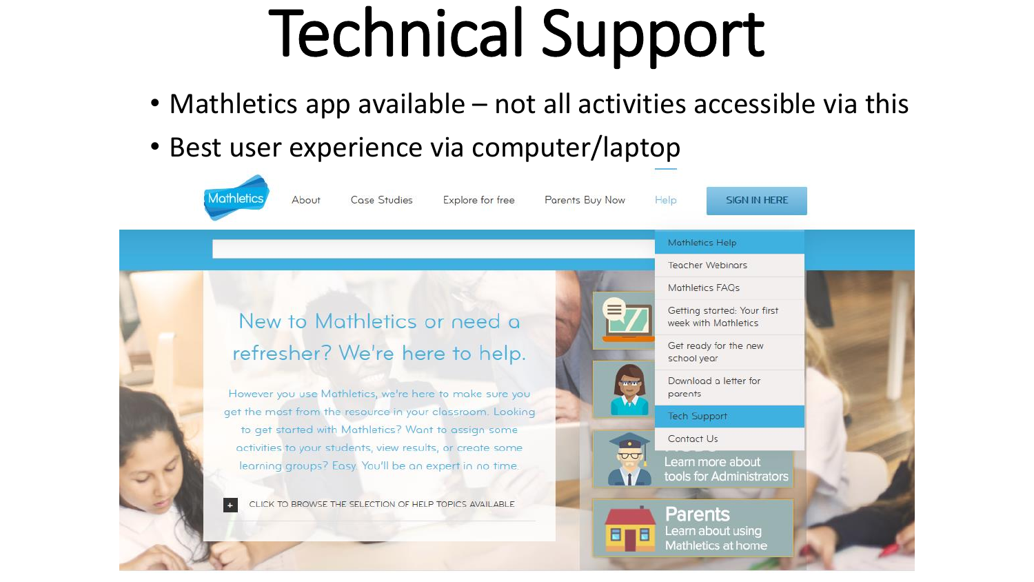# Technical Support

- Mathletics app available – not all activities accessible via this
- Best user experience via computer/laptop

Mathletics | About | Case Studies | Explore for free | Parents Buy Now | Help | SIGN IN HERE

- Mathletics Help
- Teacher Webinars
- Mathletics FAQs
- Getting started: Your first week with Mathletics
- Get ready for the new school year
- Download a letter for parents
- Tech Support
- Contact Us

New to Mathletics or need a refresher? We're here to help.

However you use Mathletics, we're here to make sure you get the most from the resource in your classroom. Looking to get started with Mathletics? Want to assign some activities to your students, view results, or create some learning groups? Easy. You'll be an expert in no time.

CLICK TO BROWSE THE SELECTION OF HELP TOPICS AVAILABLE

Learn more about tools for Administrators

Parents
Learn about using Mathletics at home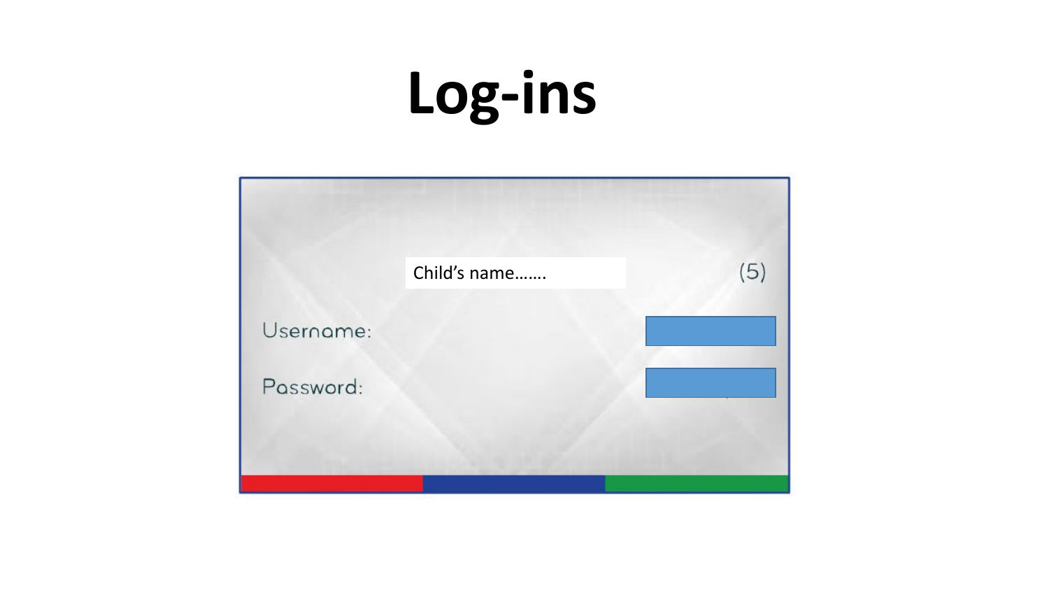# Log-ins

Child's name…….

(5)

Username:

Password: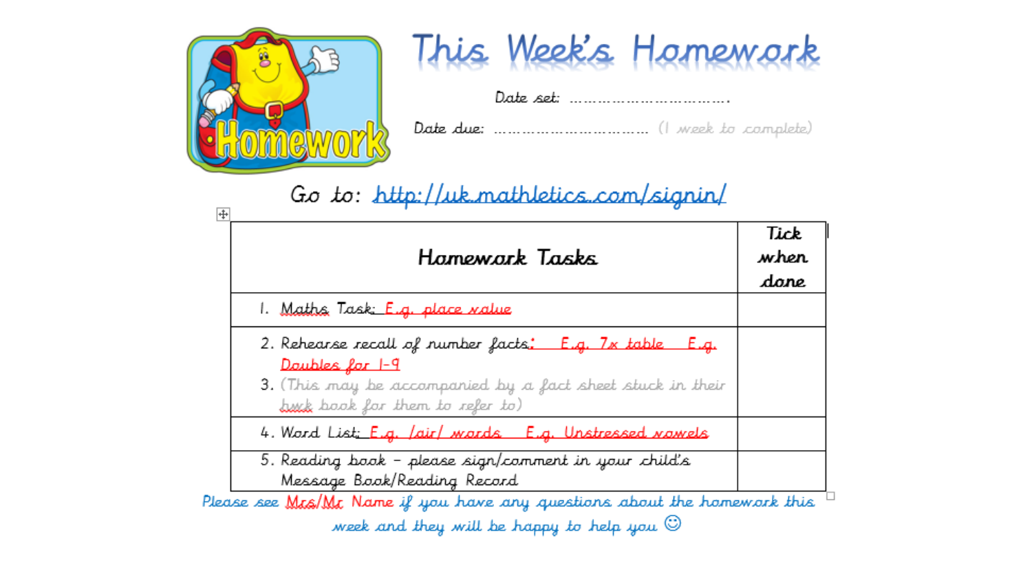# This Week's Homework

Date set: ……………………………

Date due: ………………………… (1 week to complete)

Go to: http://uk.mathletics.com/signin/

| Homework Tasks | Tick when done |
| --- | --- |
| 1. Maths Task: E.g. place value | |
| 2. Rehearse recall of number facts: E.g. 7x table E.g. Doubles for 1-9<br>3. (This may be accompanied by a fact sheet stuck in their hwk book for them to refer to) | |
| 4. Word List: E.g. /air/ words E.g. Unstressed vowels | |
| 5. Reading book – please sign/comment in your child's Message Book/Reading Record | |

Please see Mrs/Mr Name if you have any questions about the homework this week and they will be happy to help you ☺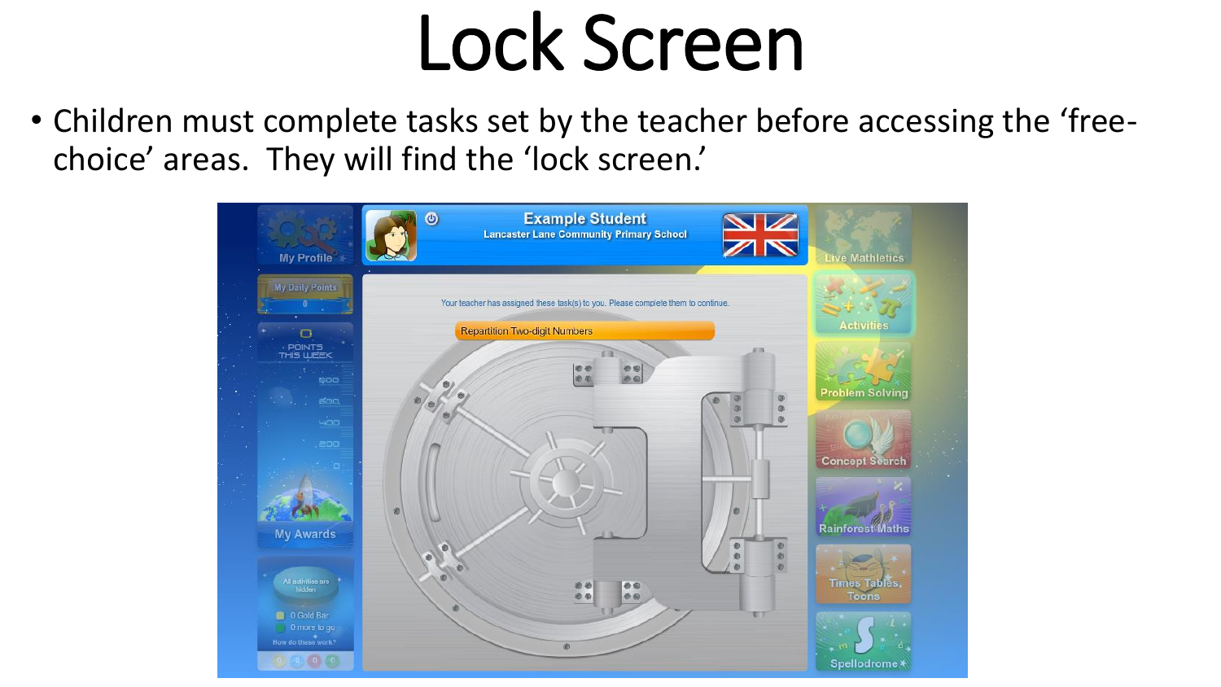# Lock Screen

- Children must complete tasks set by the teacher before accessing the ‘free-choice’ areas. They will find the ‘lock screen.’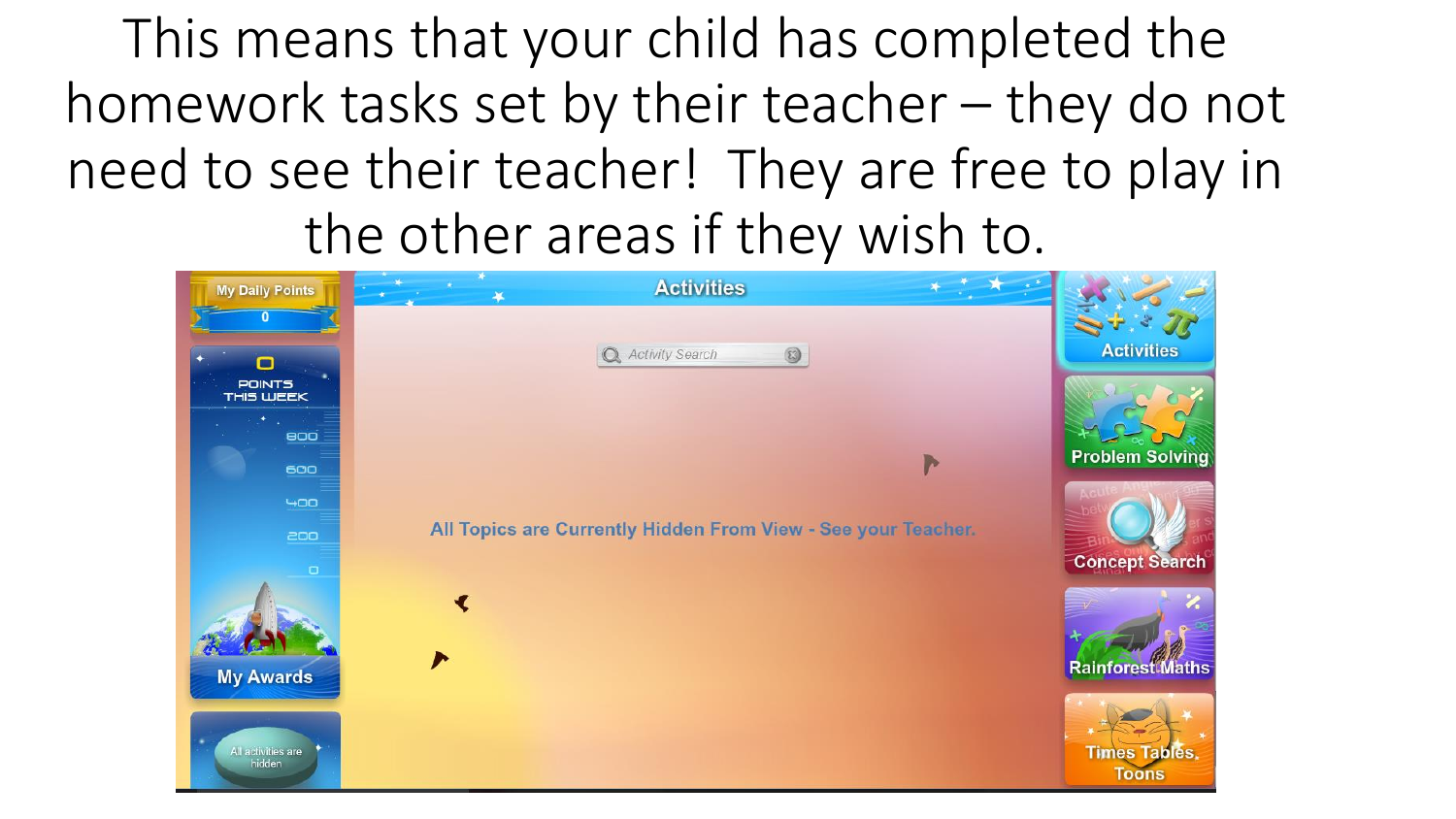This means that your child has completed the homework tasks set by their teacher – they do not need to see their teacher! They are free to play in the other areas if they wish to.

My Daily Points

0

POINTS THIS WEEK

800

600

400

200

0

My Awards

All activities are hidden

Activities

Activity Search

All Topics are Currently Hidden From View - See your Teacher.

Activities

Problem Solving

Concept Search

Rainforest Maths

Times Tables Toons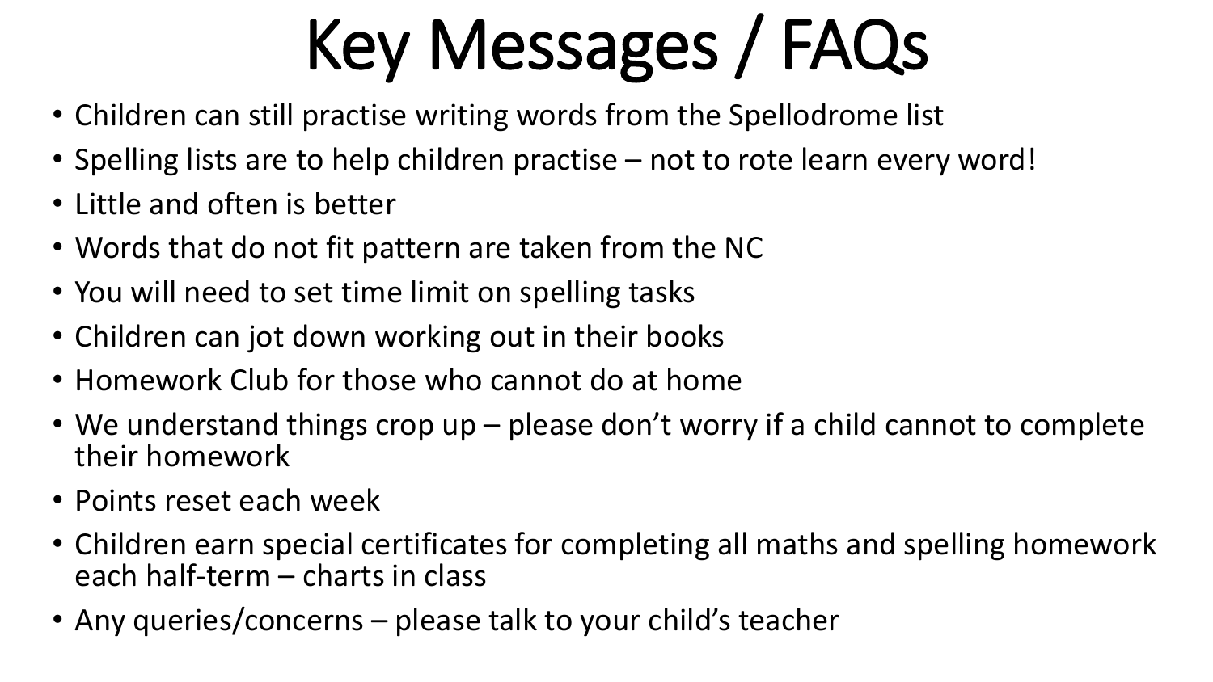# Key Messages / FAQs

- Children can still practise writing words from the Spellodrome list
- Spelling lists are to help children practise – not to rote learn every word!
- Little and often is better
- Words that do not fit pattern are taken from the NC
- You will need to set time limit on spelling tasks
- Children can jot down working out in their books
- Homework Club for those who cannot do at home
- We understand things crop up – please don't worry if a child cannot to complete their homework
- Points reset each week
- Children earn special certificates for completing all maths and spelling homework each half-term – charts in class
- Any queries/concerns – please talk to your child's teacher